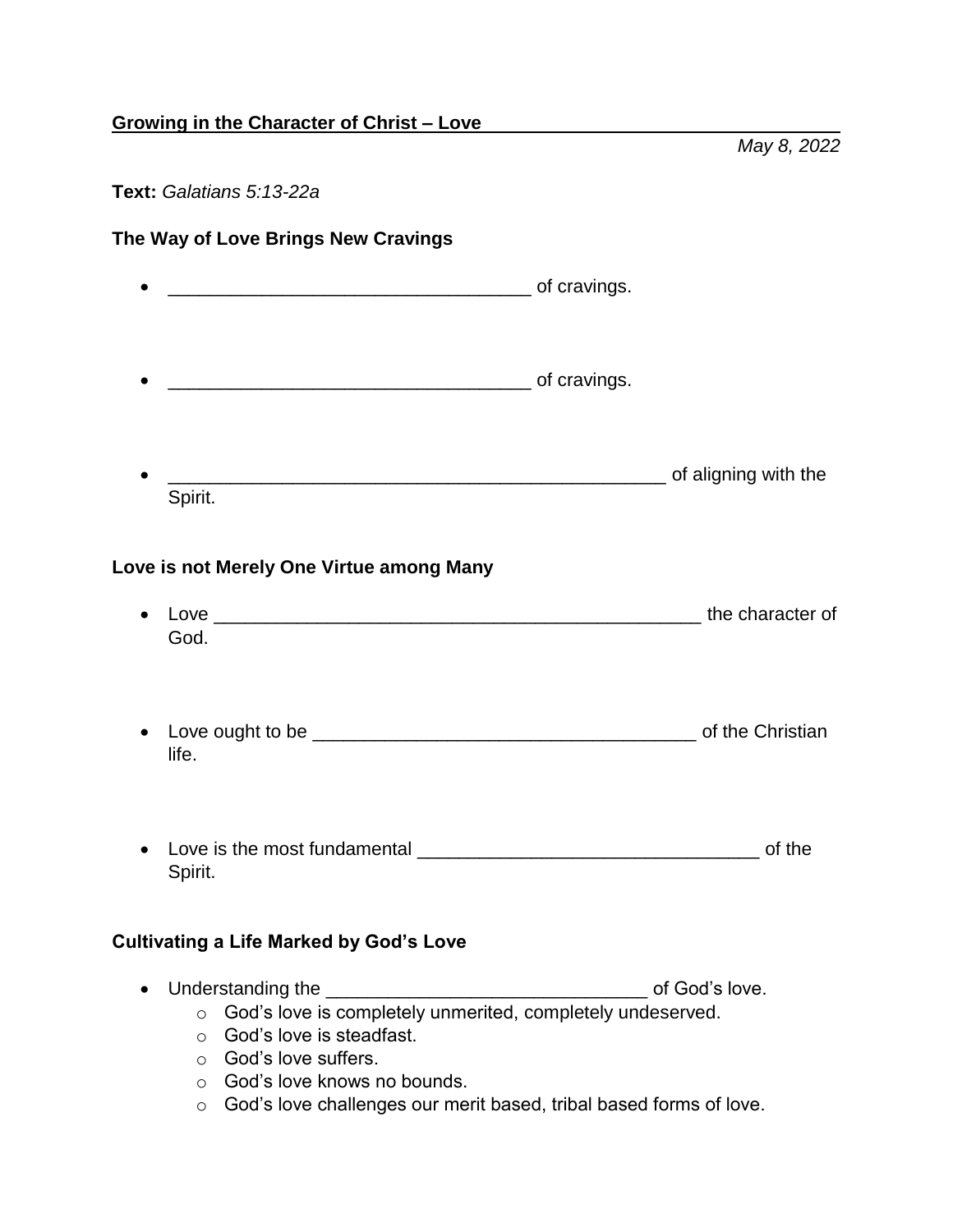**Growing in the Character of Christ – Love**

*May 8, 2022*

**Text:** *Galatians 5:13-22a*

**The Way of Love Brings New Cravings**

- ___________________________________ of cravings.
- ___________________________________ of cravings.
- ________________________________________________ of aligning with the Spirit.

**Love is not Merely One Virtue among Many**

- Love _______________________________________________ the character of God.
- Love ought to be _____________________________________ of the Christian life.
- Love is the most fundamental _________________________________ of the Spirit.

**Cultivating a Life Marked by God's Love**

- Understanding the _______________________________ of God's love.
  - God's love is completely unmerited, completely undeserved.
  - God's love is steadfast.
  - God's love suffers.
  - God's love knows no bounds.
  - God's love challenges our merit based, tribal based forms of love.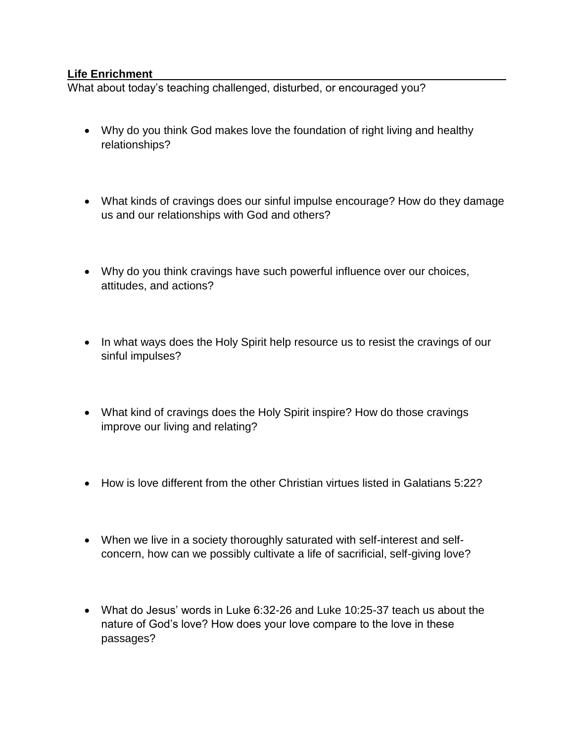**Life Enrichment**

What about today's teaching challenged, disturbed, or encouraged you?

- Why do you think God makes love the foundation of right living and healthy relationships?
- What kinds of cravings does our sinful impulse encourage? How do they damage us and our relationships with God and others?
- Why do you think cravings have such powerful influence over our choices, attitudes, and actions?
- In what ways does the Holy Spirit help resource us to resist the cravings of our sinful impulses?
- What kind of cravings does the Holy Spirit inspire? How do those cravings improve our living and relating?
- How is love different from the other Christian virtues listed in Galatians 5:22?
- When we live in a society thoroughly saturated with self-interest and self-concern, how can we possibly cultivate a life of sacrificial, self-giving love?
- What do Jesus' words in Luke 6:32-26 and Luke 10:25-37 teach us about the nature of God's love? How does your love compare to the love in these passages?